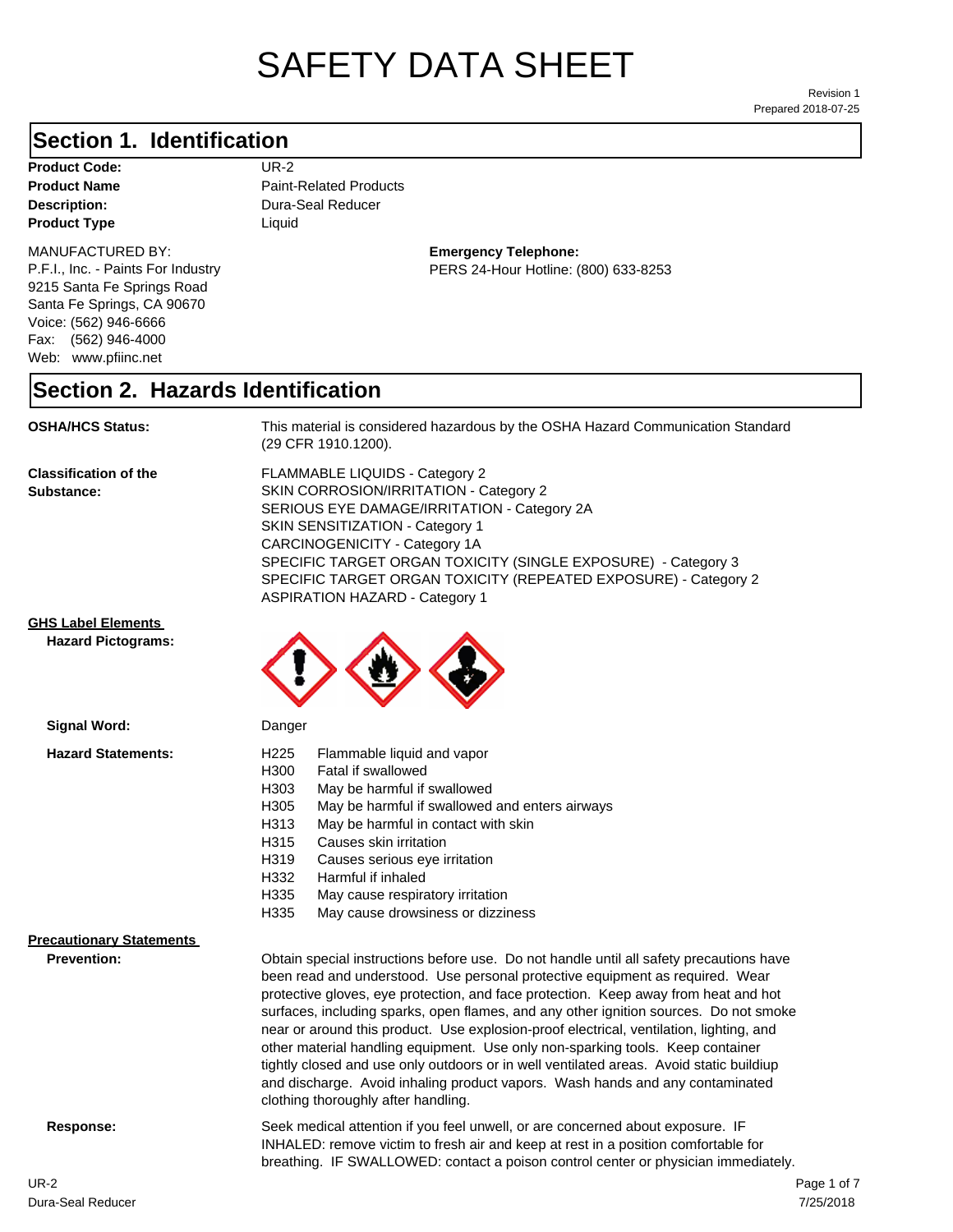# SAFETY DATA SHEET

Revision 1
Prepared 2018-07-25

## Section 1. Identification

**Product Code:** UR-2
**Product Name** Paint-Related Products
**Description:** Dura-Seal Reducer
**Product Type** Liquid

MANUFACTURED BY:
P.F.I., Inc. - Paints For Industry
9215 Santa Fe Springs Road
Santa Fe Springs, CA 90670
Voice: (562) 946-6666
Fax: (562) 946-4000
Web: www.pfiinc.net

**Emergency Telephone:**
PERS 24-Hour Hotline: (800) 633-8253

## Section 2. Hazards Identification

**OSHA/HCS Status:** This material is considered hazardous by the OSHA Hazard Communication Standard (29 CFR 1910.1200).

**Classification of the Substance:**
FLAMMABLE LIQUIDS - Category 2
SKIN CORROSION/IRRITATION - Category 2
SERIOUS EYE DAMAGE/IRRITATION - Category 2A
SKIN SENSITIZATION - Category 1
CARCINOGENICITY - Category 1A
SPECIFIC TARGET ORGAN TOXICITY (SINGLE EXPOSURE) - Category 3
SPECIFIC TARGET ORGAN TOXICITY (REPEATED EXPOSURE) - Category 2
ASPIRATION HAZARD - Category 1

**GHS Label Elements**

**Hazard Pictograms:**

**Signal Word:** Danger

**Hazard Statements:**

| | |
|---|---|
| H225 | Flammable liquid and vapor |
| H300 | Fatal if swallowed |
| H303 | May be harmful if swallowed |
| H305 | May be harmful if swallowed and enters airways |
| H313 | May be harmful in contact with skin |
| H315 | Causes skin irritation |
| H319 | Causes serious eye irritation |
| H332 | Harmful if inhaled |
| H335 | May cause respiratory irritation |
| H335 | May cause drowsiness or dizziness |

**Precautionary Statements**

**Prevention:** Obtain special instructions before use. Do not handle until all safety precautions have been read and understood. Use personal protective equipment as required. Wear protective gloves, eye protection, and face protection. Keep away from heat and hot surfaces, including sparks, open flames, and any other ignition sources. Do not smoke near or around this product. Use explosion-proof electrical, ventilation, lighting, and other material handling equipment. Use only non-sparking tools. Keep container tightly closed and use only outdoors or in well ventilated areas. Avoid static buildiup and discharge. Avoid inhaling product vapors. Wash hands and any contaminated clothing thoroughly after handling.

**Response:** Seek medical attention if you feel unwell, or are concerned about exposure. IF INHALED: remove victim to fresh air and keep at rest in a position comfortable for breathing. IF SWALLOWED: contact a poison control center or physician immediately.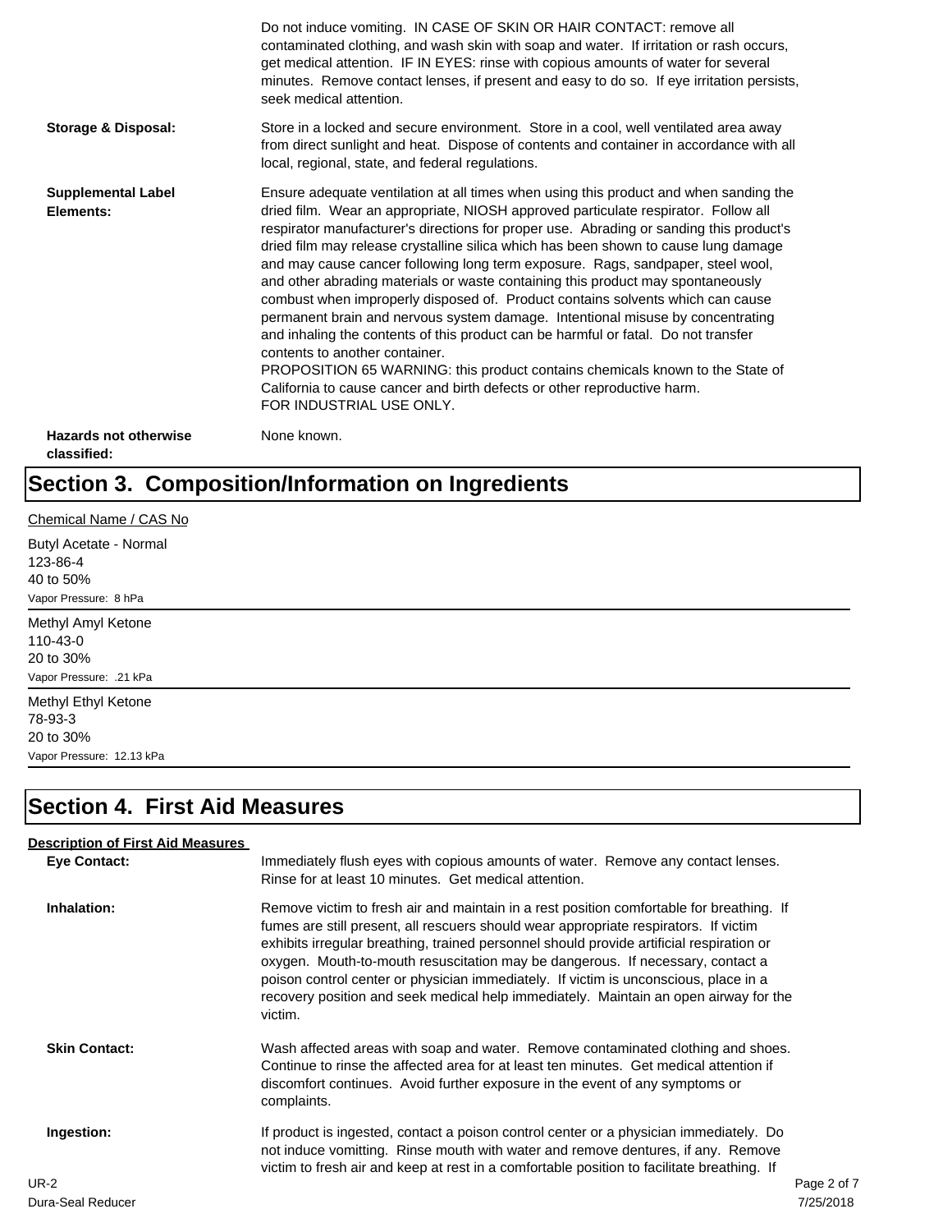Do not induce vomiting. IN CASE OF SKIN OR HAIR CONTACT: remove all contaminated clothing, and wash skin with soap and water. If irritation or rash occurs, get medical attention. IF IN EYES: rinse with copious amounts of water for several minutes. Remove contact lenses, if present and easy to do so. If eye irritation persists, seek medical attention.

**Storage & Disposal:** Store in a locked and secure environment. Store in a cool, well ventilated area away from direct sunlight and heat. Dispose of contents and container in accordance with all local, regional, state, and federal regulations.

**Supplemental Label Elements:** Ensure adequate ventilation at all times when using this product and when sanding the dried film. Wear an appropriate, NIOSH approved particulate respirator. Follow all respirator manufacturer's directions for proper use. Abrading or sanding this product's dried film may release crystalline silica which has been shown to cause lung damage and may cause cancer following long term exposure. Rags, sandpaper, steel wool, and other abrading materials or waste containing this product may spontaneously combust when improperly disposed of. Product contains solvents which can cause permanent brain and nervous system damage. Intentional misuse by concentrating and inhaling the contents of this product can be harmful or fatal. Do not transfer contents to another container.
PROPOSITION 65 WARNING: this product contains chemicals known to the State of California to cause cancer and birth defects or other reproductive harm.
FOR INDUSTRIAL USE ONLY.

**Hazards not otherwise classified:** None known.

# Section 3. Composition/Information on Ingredients

Chemical Name / CAS No

Butyl Acetate - Normal
123-86-4
40 to 50%
Vapor Pressure: 8 hPa

Methyl Amyl Ketone
110-43-0
20 to 30%
Vapor Pressure: .21 kPa

Methyl Ethyl Ketone
78-93-3
20 to 30%
Vapor Pressure: 12.13 kPa

# Section 4. First Aid Measures

**Description of First Aid Measures**

**Eye Contact:** Immediately flush eyes with copious amounts of water. Remove any contact lenses. Rinse for at least 10 minutes. Get medical attention.

**Inhalation:** Remove victim to fresh air and maintain in a rest position comfortable for breathing. If fumes are still present, all rescuers should wear appropriate respirators. If victim exhibits irregular breathing, trained personnel should provide artificial respiration or oxygen. Mouth-to-mouth resuscitation may be dangerous. If necessary, contact a poison control center or physician immediately. If victim is unconscious, place in a recovery position and seek medical help immediately. Maintain an open airway for the victim.

**Skin Contact:** Wash affected areas with soap and water. Remove contaminated clothing and shoes. Continue to rinse the affected area for at least ten minutes. Get medical attention if discomfort continues. Avoid further exposure in the event of any symptoms or complaints.

**Ingestion:** If product is ingested, contact a poison control center or a physician immediately. Do not induce vomitting. Rinse mouth with water and remove dentures, if any. Remove victim to fresh air and keep at rest in a comfortable position to facilitate breathing. If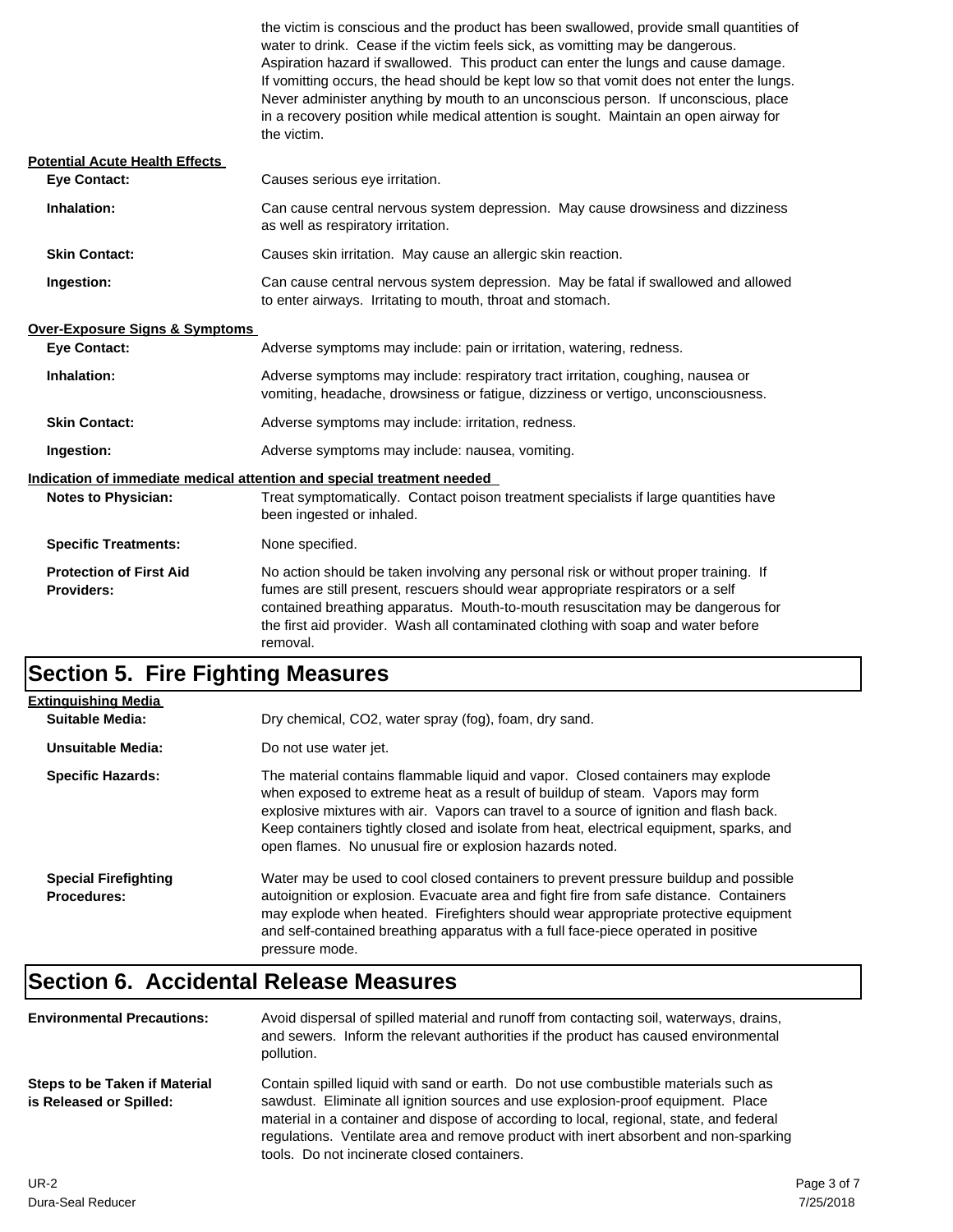the victim is conscious and the product has been swallowed, provide small quantities of water to drink. Cease if the victim feels sick, as vomitting may be dangerous. Aspiration hazard if swallowed. This product can enter the lungs and cause damage. If vomitting occurs, the head should be kept low so that vomit does not enter the lungs. Never administer anything by mouth to an unconscious person. If unconscious, place in a recovery position while medical attention is sought. Maintain an open airway for the victim.

**Potential Acute Health Effects**

**Eye Contact:** Causes serious eye irritation.

**Inhalation:** Can cause central nervous system depression. May cause drowsiness and dizziness as well as respiratory irritation.

**Skin Contact:** Causes skin irritation. May cause an allergic skin reaction.

**Ingestion:** Can cause central nervous system depression. May be fatal if swallowed and allowed to enter airways. Irritating to mouth, throat and stomach.

**Over-Exposure Signs & Symptoms**

**Eye Contact:** Adverse symptoms may include: pain or irritation, watering, redness.

**Inhalation:** Adverse symptoms may include: respiratory tract irritation, coughing, nausea or vomiting, headache, drowsiness or fatigue, dizziness or vertigo, unconsciousness.

**Skin Contact:** Adverse symptoms may include: irritation, redness.

**Ingestion:** Adverse symptoms may include: nausea, vomiting.

**Indication of immediate medical attention and special treatment needed**

**Notes to Physician:** Treat symptomatically. Contact poison treatment specialists if large quantities have been ingested or inhaled.

**Specific Treatments:** None specified.

**Protection of First Aid Providers:** No action should be taken involving any personal risk or without proper training. If fumes are still present, rescuers should wear appropriate respirators or a self contained breathing apparatus. Mouth-to-mouth resuscitation may be dangerous for the first aid provider. Wash all contaminated clothing with soap and water before removal.

## Section 5. Fire Fighting Measures

**Extinguishing Media**

**Suitable Media:** Dry chemical, CO2, water spray (fog), foam, dry sand.

**Unsuitable Media:** Do not use water jet.

**Specific Hazards:** The material contains flammable liquid and vapor. Closed containers may explode when exposed to extreme heat as a result of buildup of steam. Vapors may form explosive mixtures with air. Vapors can travel to a source of ignition and flash back. Keep containers tightly closed and isolate from heat, electrical equipment, sparks, and open flames. No unusual fire or explosion hazards noted.

**Special Firefighting Procedures:** Water may be used to cool closed containers to prevent pressure buildup and possible autoignition or explosion. Evacuate area and fight fire from safe distance. Containers may explode when heated. Firefighters should wear appropriate protective equipment and self-contained breathing apparatus with a full face-piece operated in positive pressure mode.

## Section 6. Accidental Release Measures

**Environmental Precautions:** Avoid dispersal of spilled material and runoff from contacting soil, waterways, drains, and sewers. Inform the relevant authorities if the product has caused environmental pollution.

**Steps to be Taken if Material is Released or Spilled:** Contain spilled liquid with sand or earth. Do not use combustible materials such as sawdust. Eliminate all ignition sources and use explosion-proof equipment. Place material in a container and dispose of according to local, regional, state, and federal regulations. Ventilate area and remove product with inert absorbent and non-sparking tools. Do not incinerate closed containers.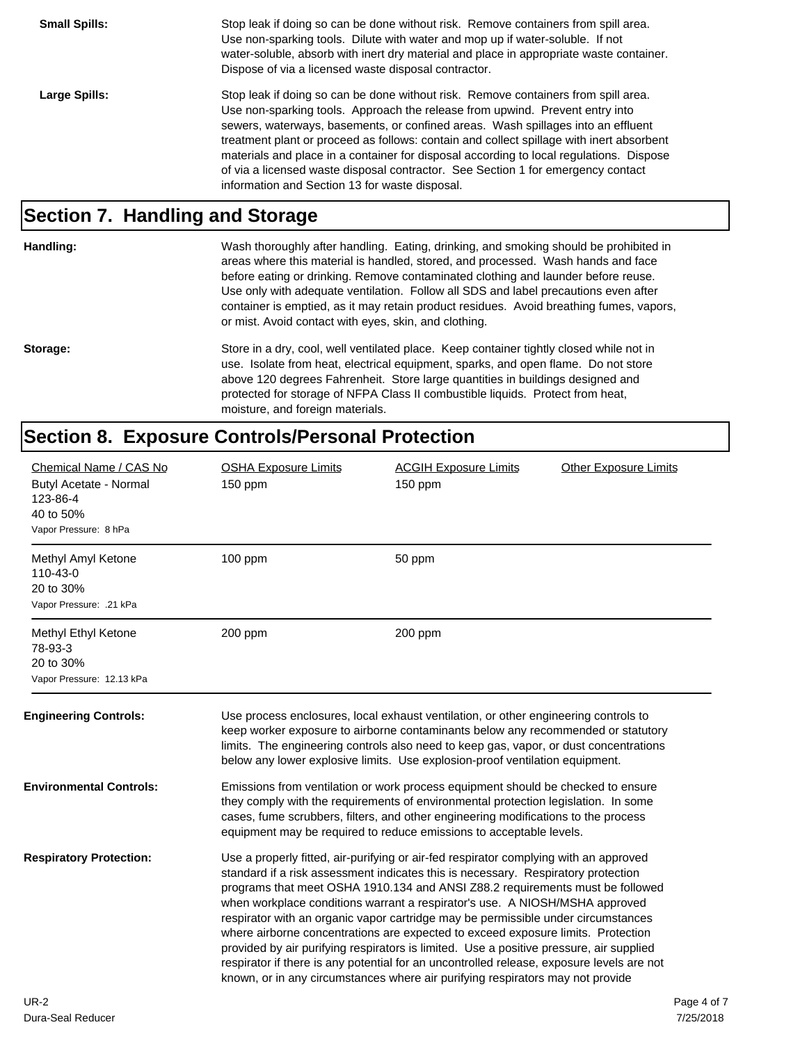**Small Spills:** Stop leak if doing so can be done without risk. Remove containers from spill area. Use non-sparking tools. Dilute with water and mop up if water-soluble. If not water-soluble, absorb with inert dry material and place in appropriate waste container. Dispose of via a licensed waste disposal contractor.

**Large Spills:** Stop leak if doing so can be done without risk. Remove containers from spill area. Use non-sparking tools. Approach the release from upwind. Prevent entry into sewers, waterways, basements, or confined areas. Wash spillages into an effluent treatment plant or proceed as follows: contain and collect spillage with inert absorbent materials and place in a container for disposal according to local regulations. Dispose of via a licensed waste disposal contractor. See Section 1 for emergency contact information and Section 13 for waste disposal.

## Section 7. Handling and Storage

**Handling:** Wash thoroughly after handling. Eating, drinking, and smoking should be prohibited in areas where this material is handled, stored, and processed. Wash hands and face before eating or drinking. Remove contaminated clothing and launder before reuse. Use only with adequate ventilation. Follow all SDS and label precautions even after container is emptied, as it may retain product residues. Avoid breathing fumes, vapors, or mist. Avoid contact with eyes, skin, and clothing.

**Storage:** Store in a dry, cool, well ventilated place. Keep container tightly closed while not in use. Isolate from heat, electrical equipment, sparks, and open flame. Do not store above 120 degrees Fahrenheit. Store large quantities in buildings designed and protected for storage of NFPA Class II combustible liquids. Protect from heat, moisture, and foreign materials.

## Section 8. Exposure Controls/Personal Protection

| Chemical Name / CAS No | OSHA Exposure Limits | ACGIH Exposure Limits | Other Exposure Limits |
|---|---|---|---|
| Butyl Acetate - Normal<br>123-86-4<br>40 to 50%<br>Vapor Pressure: 8 hPa | 150 ppm | 150 ppm | |
| Methyl Amyl Ketone<br>110-43-0<br>20 to 30%<br>Vapor Pressure: .21 kPa | 100 ppm | 50 ppm | |
| Methyl Ethyl Ketone<br>78-93-3<br>20 to 30%<br>Vapor Pressure: 12.13 kPa | 200 ppm | 200 ppm | |

**Engineering Controls:** Use process enclosures, local exhaust ventilation, or other engineering controls to keep worker exposure to airborne contaminants below any recommended or statutory limits. The engineering controls also need to keep gas, vapor, or dust concentrations below any lower explosive limits. Use explosion-proof ventilation equipment.

**Environmental Controls:** Emissions from ventilation or work process equipment should be checked to ensure they comply with the requirements of environmental protection legislation. In some cases, fume scrubbers, filters, and other engineering modifications to the process equipment may be required to reduce emissions to acceptable levels.

**Respiratory Protection:** Use a properly fitted, air-purifying or air-fed respirator complying with an approved standard if a risk assessment indicates this is necessary. Respiratory protection programs that meet OSHA 1910.134 and ANSI Z88.2 requirements must be followed when workplace conditions warrant a respirator's use. A NIOSH/MSHA approved respirator with an organic vapor cartridge may be permissible under circumstances where airborne concentrations are expected to exceed exposure limits. Protection provided by air purifying respirators is limited. Use a positive pressure, air supplied respirator if there is any potential for an uncontrolled release, exposure levels are not known, or in any circumstances where air purifying respirators may not provide

UR-2
Dura-Seal Reducer
7/25/2018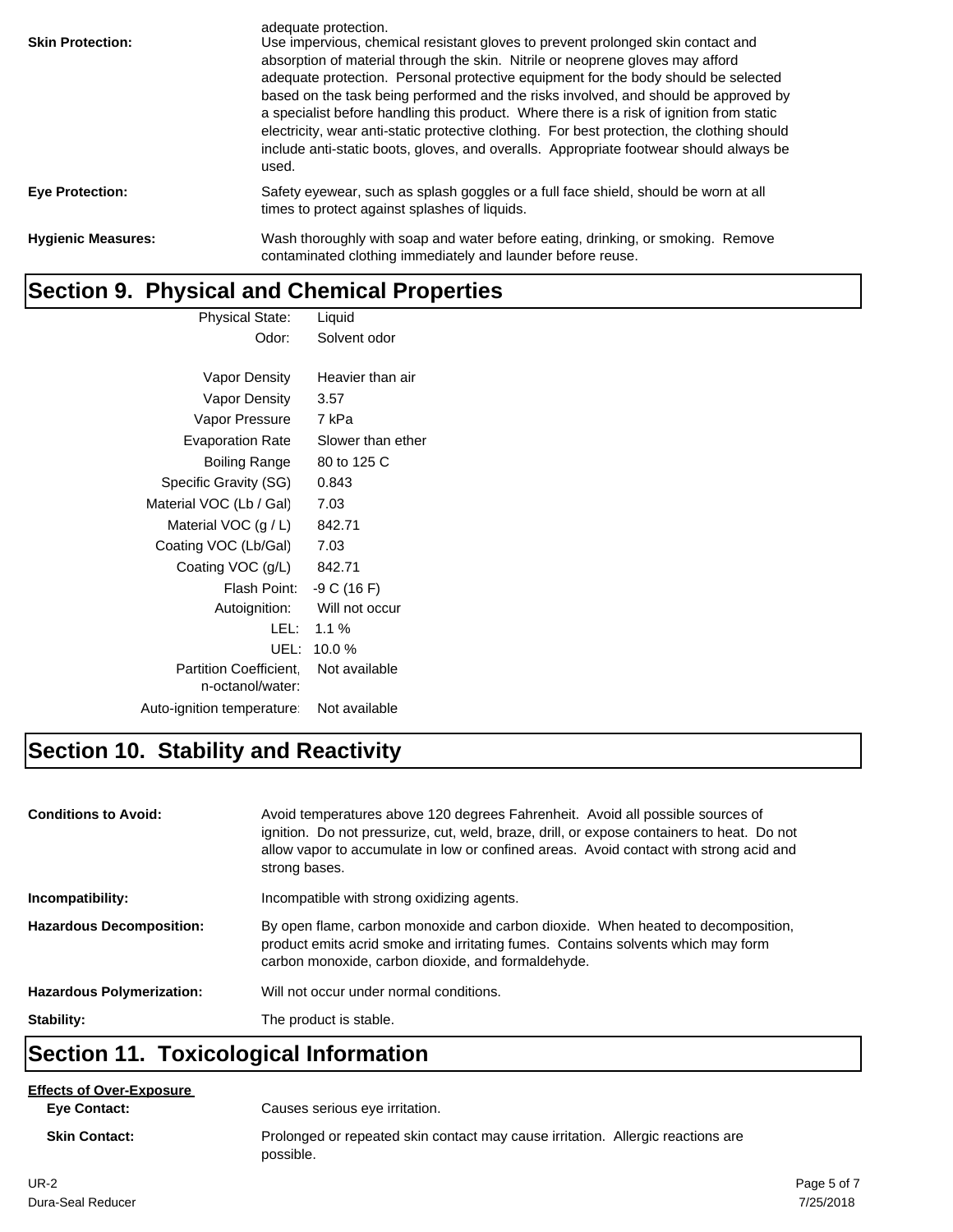adequate protection.

**Skin Protection:** Use impervious, chemical resistant gloves to prevent prolonged skin contact and absorption of material through the skin. Nitrile or neoprene gloves may afford adequate protection. Personal protective equipment for the body should be selected based on the task being performed and the risks involved, and should be approved by a specialist before handling this product. Where there is a risk of ignition from static electricity, wear anti-static protective clothing. For best protection, the clothing should include anti-static boots, gloves, and overalls. Appropriate footwear should always be used.

**Eye Protection:** Safety eyewear, such as splash goggles or a full face shield, should be worn at all times to protect against splashes of liquids.

**Hygienic Measures:** Wash thoroughly with soap and water before eating, drinking, or smoking. Remove contaminated clothing immediately and launder before reuse.

## Section 9. Physical and Chemical Properties

| Property | Value |
|---|---|
| Physical State: | Liquid |
| Odor: | Solvent odor |
| Vapor Density | Heavier than air |
| Vapor Density | 3.57 |
| Vapor Pressure | 7 kPa |
| Evaporation Rate | Slower than ether |
| Boiling Range | 80 to 125 C |
| Specific Gravity (SG) | 0.843 |
| Material VOC (Lb / Gal) | 7.03 |
| Material VOC (g / L) | 842.71 |
| Coating VOC (Lb/Gal) | 7.03 |
| Coating VOC (g/L) | 842.71 |
| Flash Point: | -9 C (16 F) |
| Autoignition: | Will not occur |
| LEL: | 1.1 % |
| UEL: | 10.0 % |
| Partition Coefficient, n-octanol/water: | Not available |
| Auto-ignition temperature: | Not available |

## Section 10. Stability and Reactivity

**Conditions to Avoid:** Avoid temperatures above 120 degrees Fahrenheit. Avoid all possible sources of ignition. Do not pressurize, cut, weld, braze, drill, or expose containers to heat. Do not allow vapor to accumulate in low or confined areas. Avoid contact with strong acid and strong bases.

**Incompatibility:** Incompatible with strong oxidizing agents.

**Hazardous Decomposition:** By open flame, carbon monoxide and carbon dioxide. When heated to decomposition, product emits acrid smoke and irritating fumes. Contains solvents which may form carbon monoxide, carbon dioxide, and formaldehyde.

**Hazardous Polymerization:** Will not occur under normal conditions.

**Stability:** The product is stable.

## Section 11. Toxicological Information

**Effects of Over-Exposure**

**Eye Contact:** Causes serious eye irritation.

**Skin Contact:** Prolonged or repeated skin contact may cause irritation. Allergic reactions are possible.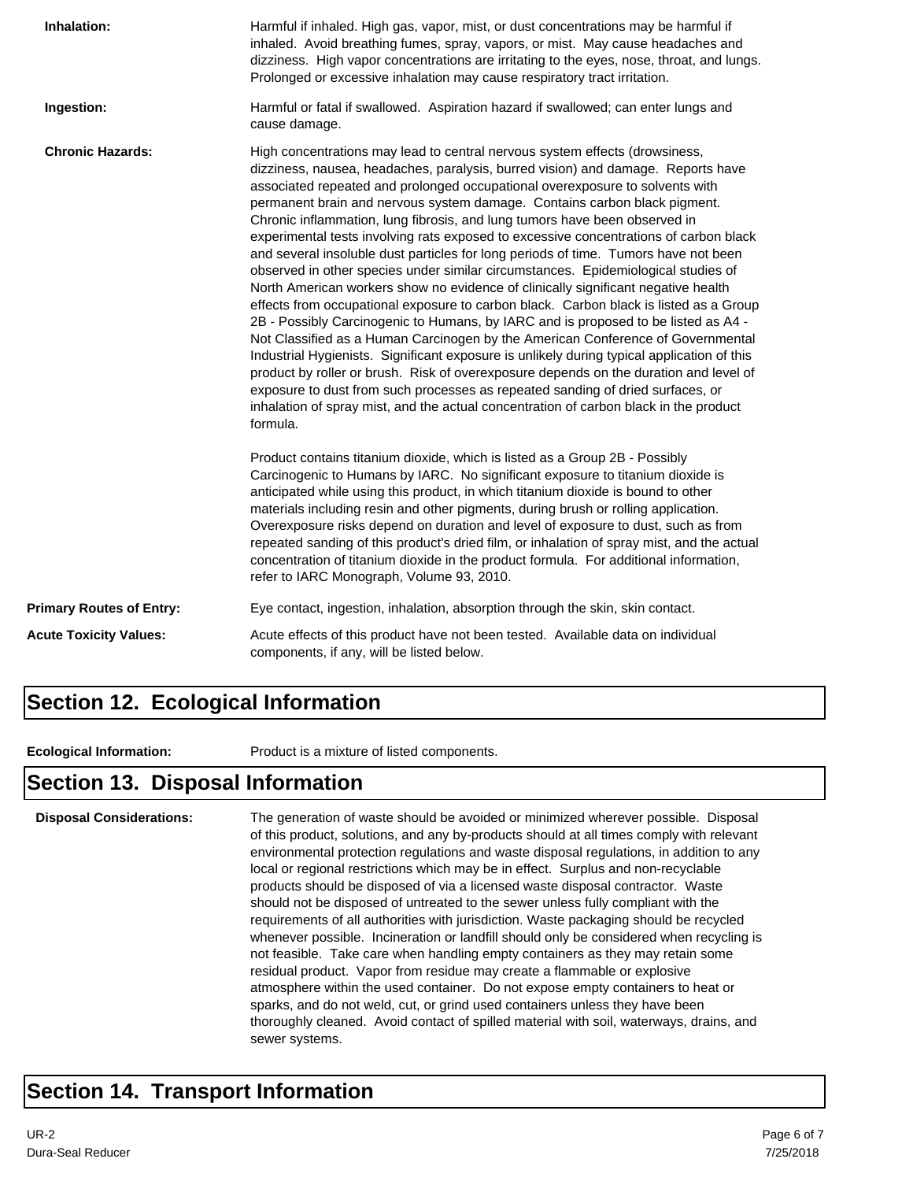**Inhalation:** Harmful if inhaled. High gas, vapor, mist, or dust concentrations may be harmful if inhaled. Avoid breathing fumes, spray, vapors, or mist. May cause headaches and dizziness. High vapor concentrations are irritating to the eyes, nose, throat, and lungs. Prolonged or excessive inhalation may cause respiratory tract irritation.

**Ingestion:** Harmful or fatal if swallowed. Aspiration hazard if swallowed; can enter lungs and cause damage.

**Chronic Hazards:** High concentrations may lead to central nervous system effects (drowsiness, dizziness, nausea, headaches, paralysis, burred vision) and damage. Reports have associated repeated and prolonged occupational overexposure to solvents with permanent brain and nervous system damage. Contains carbon black pigment. Chronic inflammation, lung fibrosis, and lung tumors have been observed in experimental tests involving rats exposed to excessive concentrations of carbon black and several insoluble dust particles for long periods of time. Tumors have not been observed in other species under similar circumstances. Epidemiological studies of North American workers show no evidence of clinically significant negative health effects from occupational exposure to carbon black. Carbon black is listed as a Group 2B - Possibly Carcinogenic to Humans, by IARC and is proposed to be listed as A4 - Not Classified as a Human Carcinogen by the American Conference of Governmental Industrial Hygienists. Significant exposure is unlikely during typical application of this product by roller or brush. Risk of overexposure depends on the duration and level of exposure to dust from such processes as repeated sanding of dried surfaces, or inhalation of spray mist, and the actual concentration of carbon black in the product formula.

Product contains titanium dioxide, which is listed as a Group 2B - Possibly Carcinogenic to Humans by IARC. No significant exposure to titanium dioxide is anticipated while using this product, in which titanium dioxide is bound to other materials including resin and other pigments, during brush or rolling application. Overexposure risks depend on duration and level of exposure to dust, such as from repeated sanding of this product's dried film, or inhalation of spray mist, and the actual concentration of titanium dioxide in the product formula. For additional information, refer to IARC Monograph, Volume 93, 2010.

**Primary Routes of Entry:** Eye contact, ingestion, inhalation, absorption through the skin, skin contact.

**Acute Toxicity Values:** Acute effects of this product have not been tested. Available data on individual components, if any, will be listed below.

## Section 12. Ecological Information

**Ecological Information:** Product is a mixture of listed components.

## Section 13. Disposal Information

**Disposal Considerations:** The generation of waste should be avoided or minimized wherever possible. Disposal of this product, solutions, and any by-products should at all times comply with relevant environmental protection regulations and waste disposal regulations, in addition to any local or regional restrictions which may be in effect. Surplus and non-recyclable products should be disposed of via a licensed waste disposal contractor. Waste should not be disposed of untreated to the sewer unless fully compliant with the requirements of all authorities with jurisdiction. Waste packaging should be recycled whenever possible. Incineration or landfill should only be considered when recycling is not feasible. Take care when handling empty containers as they may retain some residual product. Vapor from residue may create a flammable or explosive atmosphere within the used container. Do not expose empty containers to heat or sparks, and do not weld, cut, or grind used containers unless they have been thoroughly cleaned. Avoid contact of spilled material with soil, waterways, drains, and sewer systems.

## Section 14. Transport Information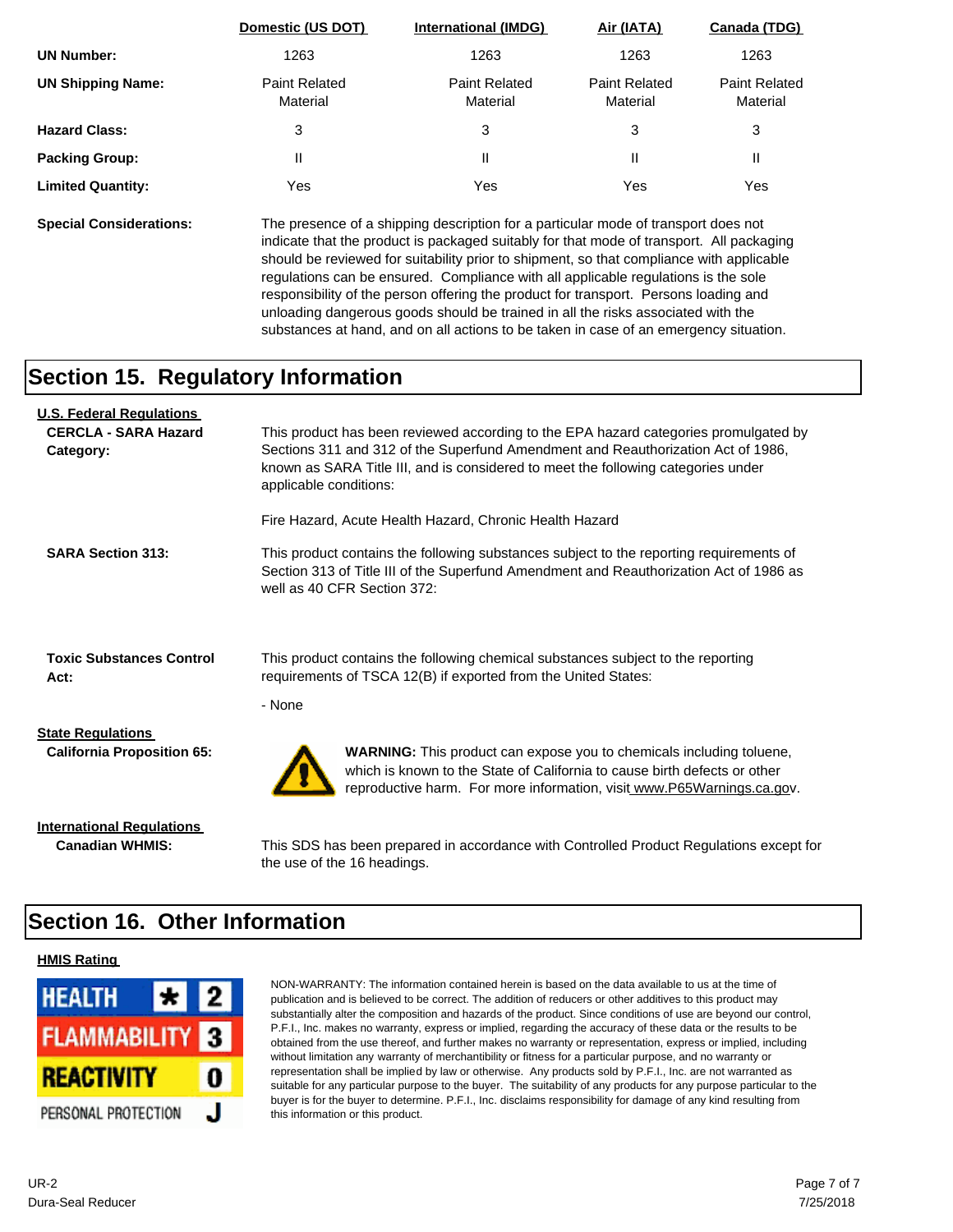| | Domestic (US DOT) | International (IMDG) | Air (IATA) | Canada (TDG) |
|---|---|---|---|---|
| **UN Number:** | 1263 | 1263 | 1263 | 1263 |
| **UN Shipping Name:** | Paint Related Material | Paint Related Material | Paint Related Material | Paint Related Material |
| **Hazard Class:** | 3 | 3 | 3 | 3 |
| **Packing Group:** | II | II | II | II |
| **Limited Quantity:** | Yes | Yes | Yes | Yes |

**Special Considerations:** The presence of a shipping description for a particular mode of transport does not indicate that the product is packaged suitably for that mode of transport. All packaging should be reviewed for suitability prior to shipment, so that compliance with applicable regulations can be ensured. Compliance with all applicable regulations is the sole responsibility of the person offering the product for transport. Persons loading and unloading dangerous goods should be trained in all the risks associated with the substances at hand, and on all actions to be taken in case of an emergency situation.

## Section 15. Regulatory Information

**U.S. Federal Regulations**

**CERCLA - SARA Hazard Category:** This product has been reviewed according to the EPA hazard categories promulgated by Sections 311 and 312 of the Superfund Amendment and Reauthorization Act of 1986, known as SARA Title III, and is considered to meet the following categories under applicable conditions:

Fire Hazard, Acute Health Hazard, Chronic Health Hazard

**SARA Section 313:** This product contains the following substances subject to the reporting requirements of Section 313 of Title III of the Superfund Amendment and Reauthorization Act of 1986 as well as 40 CFR Section 372:

**Toxic Substances Control Act:** This product contains the following chemical substances subject to the reporting requirements of TSCA 12(B) if exported from the United States:

- None

**State Regulations**

**California Proposition 65:** **WARNING:** This product can expose you to chemicals including toluene, which is known to the State of California to cause birth defects or other reproductive harm. For more information, visit www.P65Warnings.ca.gov.

**International Regulations**

**Canadian WHMIS:** This SDS has been prepared in accordance with Controlled Product Regulations except for the use of the 16 headings.

## Section 16. Other Information

**HMIS Rating**

| | | |
|---|---|---|
| HEALTH | * | 2 |
| FLAMMABILITY | | 3 |
| REACTIVITY | | 0 |
| PERSONAL PROTECTION | | J |

NON-WARRANTY: The information contained herein is based on the data available to us at the time of publication and is believed to be correct. The addition of reducers or other additives to this product may substantially alter the composition and hazards of the product. Since conditions of use are beyond our control, P.F.I., Inc. makes no warranty, express or implied, regarding the accuracy of these data or the results to be obtained from the use thereof, and further makes no warranty or representation, express or implied, including without limitation any warranty of merchantability or fitness for a particular purpose, and no warranty or representation shall be implied by law or otherwise. Any products sold by P.F.I., Inc. are not warranted as suitable for any particular purpose to the buyer. The suitability of any products for any purpose particular to the buyer is for the buyer to determine. P.F.I., Inc. disclaims responsibility for damage of any kind resulting from this information or this product.

UR-2
Dura-Seal Reducer

7/25/2018